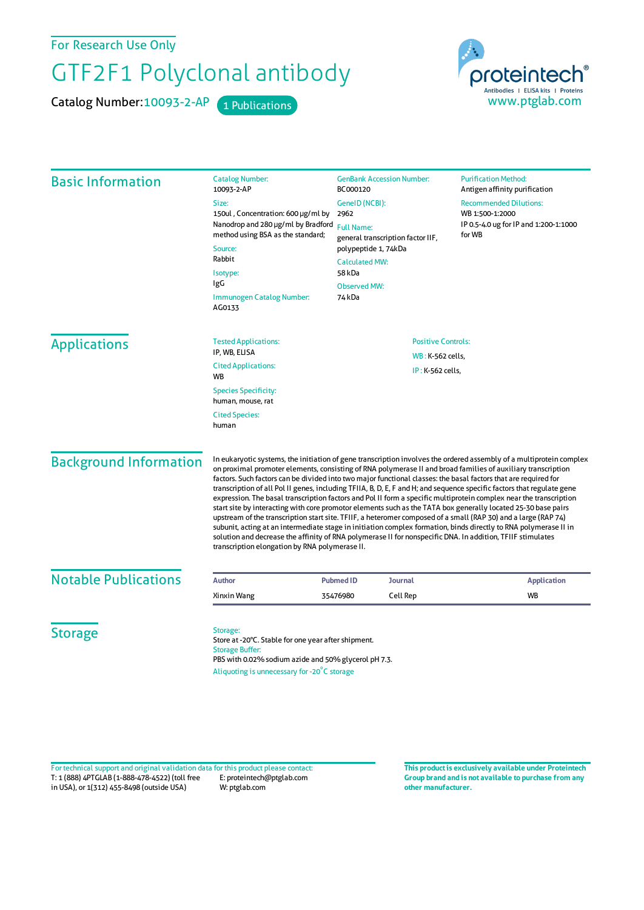For Research Use Only

# GTF2F1 Polyclonal antibody

Catalog Number: 10093-2-AP    1 Publications

proteintech®
Antibodies | ELISA kits | Proteins
www.ptglab.com

## Basic Information

**Catalog Number:**
10093-2-AP

**Size:**
150ul , Concentration: 600 μg/ml by Nanodrop and 280 μg/ml by Bradford method using BSA as the standard;

**Source:**
Rabbit

**Isotype:**
IgG

**Immunogen Catalog Number:**
AG0133

**GenBank Accession Number:**
BC000120

**GeneID (NCBI):**
2962

**Full Name:**
general transcription factor IIF, polypeptide 1, 74kDa

**Calculated MW:**
58 kDa

**Observed MW:**
74 kDa

**Purification Method:**
Antigen affinity purification

**Recommended Dilutions:**
WB 1:500-1:2000
IP 0.5-4.0 ug for IP and 1:200-1:1000 for WB

## Applications

**Tested Applications:**
IP, WB, ELISA

**Cited Applications:**
WB

**Species Specificity:**
human, mouse, rat

**Cited Species:**
human

**Positive Controls:**
WB : K-562 cells,
IP : K-562 cells,

## Background Information

In eukaryotic systems, the initiation of gene transcription involves the ordered assembly of a multiprotein complex on proximal promoter elements, consisting of RNA polymerase II and broad families of auxiliary transcription factors. Such factors can be divided into two major functional classes: the basal factors that are required for transcription of all Pol II genes, including TFIIA, B, D, E, F and H; and sequence specific factors that regulate gene expression. The basal transcription factors and Pol II form a specific multiprotein complex near the transcription start site by interacting with core promotor elements such as the TATA box generally located 25-30 base pairs upstream of the transcription start site. TFIIF, a heteromer composed of a small (RAP 30) and a large (RAP 74) subunit, acting at an intermediate stage in initiation complex formation, binds directly to RNA polymerase II in solution and decrease the affinity of RNA polymerase II for nonspecific DNA. In addition, TFIIF stimulates transcription elongation by RNA polymerase II.

## Notable Publications

| Author | Pubmed ID | Journal | Application |
| --- | --- | --- | --- |
| Xinxin Wang | 35476980 | Cell Rep | WB |

## Storage

**Storage:**
Store at -20°C. Stable for one year after shipment.

**Storage Buffer:**
PBS with 0.02% sodium azide and 50% glycerol pH 7.3.

Aliquoting is unnecessary for -20°C storage

For technical support and original validation data for this product please contact:
T: 1 (888) 4PTGLAB (1-888-478-4522) (toll free in USA), or 1(312) 455-8498 (outside USA)
E: proteintech@ptglab.com
W: ptglab.com

**This product is exclusively available under Proteintech Group brand and is not available to purchase from any other manufacturer.**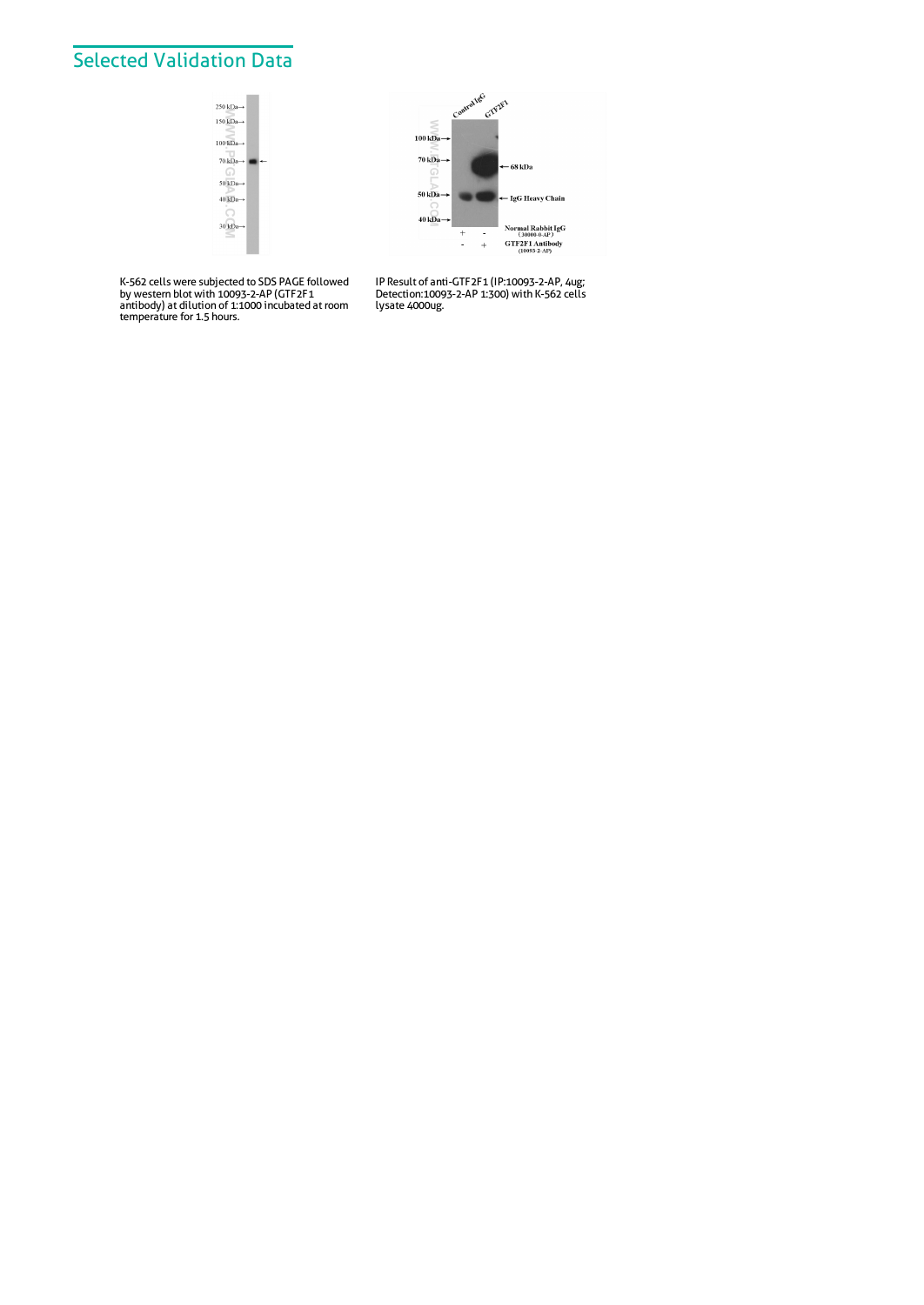## Selected Validation Data

250 kDa→
150 kDa→
100 kDa→
70 kDa→
50 kDa→
40 kDa→
30 kDa→

K-562 cells were subjected to SDS PAGE followed by western blot with 10093-2-AP (GTF2F1 antibody) at dilution of 1:1000 incubated at room temperature for 1.5 hours.

Control IgG
GTF2F1
100 kDa→
70 kDa→
50 kDa→
40 kDa→
← 68 kDa
← IgG Heavy Chain
+ - Normal Rabbit IgG (30000-0-AP)
- + GTF2F1 Antibody (10093-2-AP)

IP Result of anti-GTF2F1 (IP:10093-2-AP, 4ug; Detection:10093-2-AP 1:300) with K-562 cells lysate 4000ug.